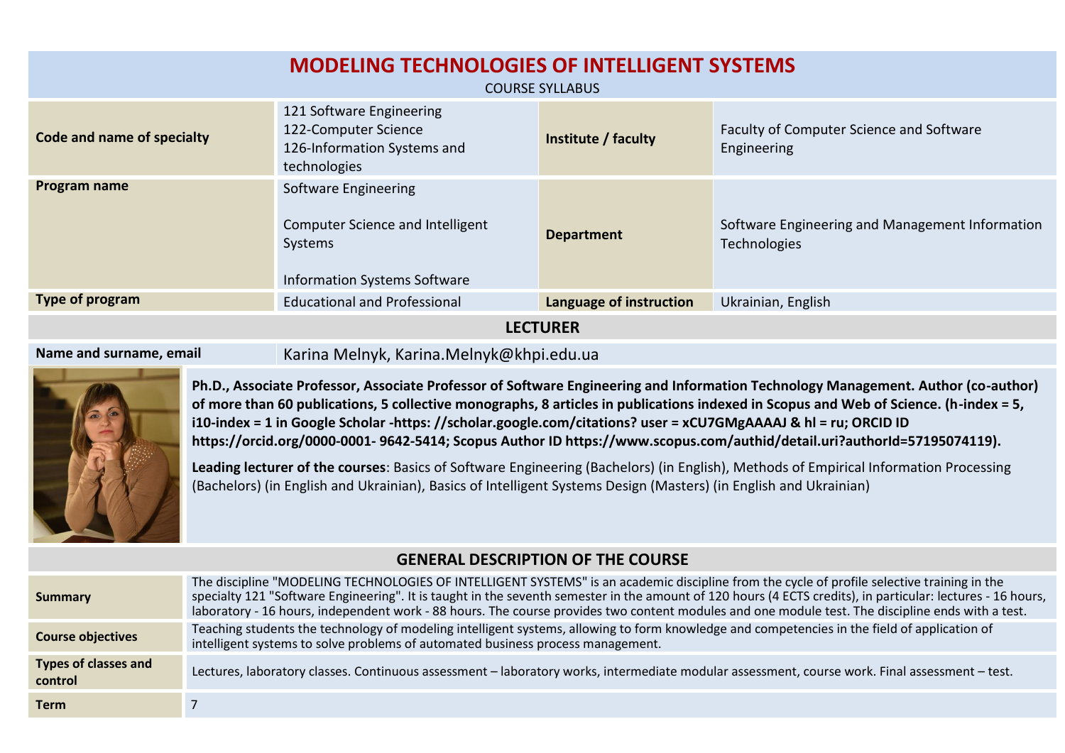# MODELING TECHNOLOGIES OF INTELLIGENT SYSTEMS

COURSE SYLLABUS

| | | | |
|---|---|---|---|
| **Code and name of specialty** | 121 Software Engineering<br>122-Computer Science<br>126-Information Systems and technologies | **Institute / faculty** | Faculty of Computer Science and Software Engineering |
| **Program name** | Software Engineering<br><br>Computer Science and Intelligent Systems<br><br>Information Systems Software | **Department** | Software Engineering and Management Information Technologies |
| **Type of program** | Educational and Professional | **Language of instruction** | Ukrainian, English |

## LECTURER

| | |
|---|---|
| **Name and surname, email** | Karina Melnyk, Karina.Melnyk@khpi.edu.ua |

**Ph.D., Associate Professor, Associate Professor of Software Engineering and Information Technology Management. Author (co-author) of more than 60 publications, 5 collective monographs, 8 articles in publications indexed in Scopus and Web of Science. (h-index = 5, i10-index = 1 in Google Scholar -https: //scholar.google.com/citations? user = xCU7GMgAAAAJ & hl = ru; ORCID ID https://orcid.org/0000-0001- 9642-5414; Scopus Author ID https://www.scopus.com/authid/detail.uri?authorId=57195074119).**

**Leading lecturer of the courses**: Basics of Software Engineering (Bachelors) (in English), Methods of Empirical Information Processing (Bachelors) (in English and Ukrainian), Basics of Intelligent Systems Design (Masters) (in English and Ukrainian)

## GENERAL DESCRIPTION OF THE COURSE

| | |
|---|---|
| **Summary** | The discipline "MODELING TECHNOLOGIES OF INTELLIGENT SYSTEMS" is an academic discipline from the cycle of profile selective training in the specialty 121 "Software Engineering". It is taught in the seventh semester in the amount of 120 hours (4 ECTS credits), in particular: lectures - 16 hours, laboratory - 16 hours, independent work - 88 hours. The course provides two content modules and one module test. The discipline ends with a test. |
| **Course objectives** | Teaching students the technology of modeling intelligent systems, allowing to form knowledge and competencies in the field of application of intelligent systems to solve problems of automated business process management. |
| **Types of classes and control** | Lectures, laboratory classes. Continuous assessment – laboratory works, intermediate modular assessment, course work. Final assessment – test. |
| **Term** | 7 |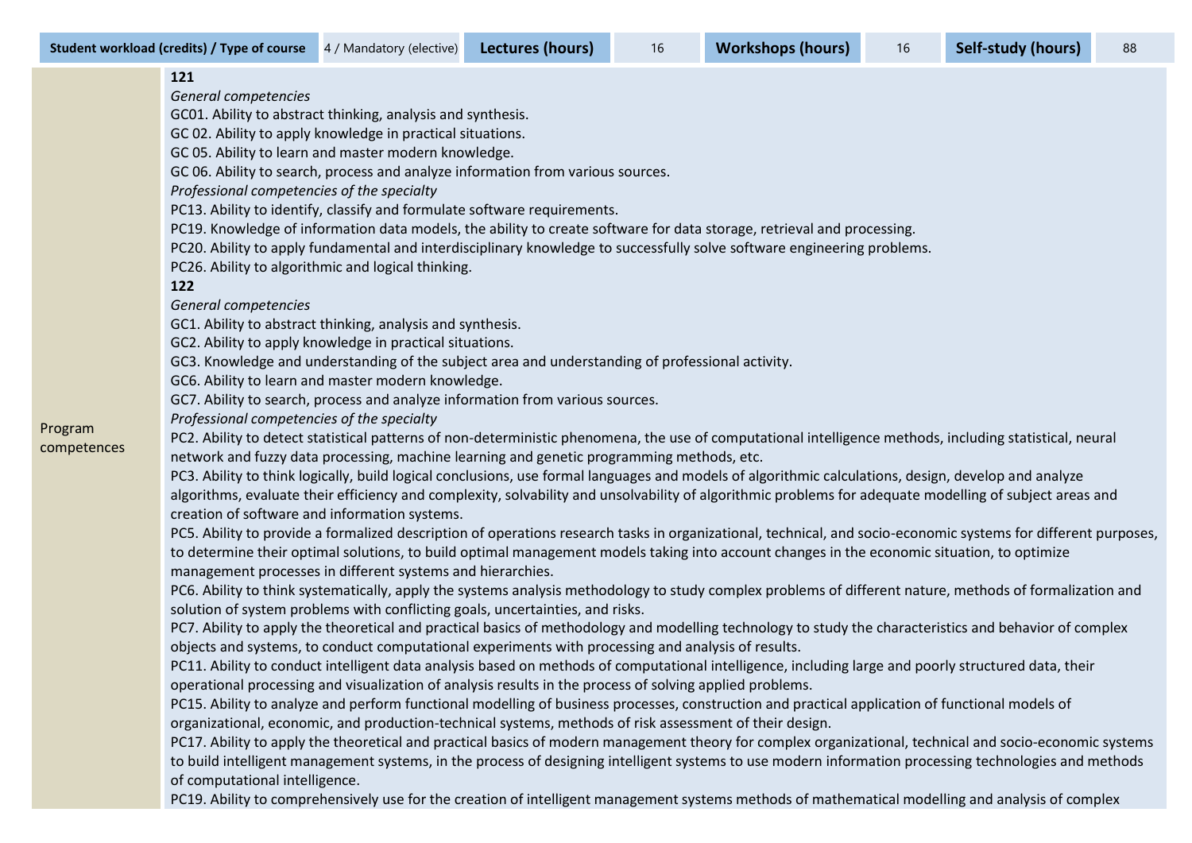| Student workload (credits) / Type of course | 4 / Mandatory (elective) | Lectures (hours) | 16 | Workshops (hours) | 16 | Self-study (hours) | 88 |
|---|---|---|---|---|---|---|---|

| | |
|---|---|
| Program competences | **121**<br>*General competencies*<br>GC01. Ability to abstract thinking, analysis and synthesis.<br>GC 02. Ability to apply knowledge in practical situations.<br>GC 05. Ability to learn and master modern knowledge.<br>GC 06. Ability to search, process and analyze information from various sources.<br>*Professional competencies of the specialty*<br>PC13. Ability to identify, classify and formulate software requirements.<br>PC19. Knowledge of information data models, the ability to create software for data storage, retrieval and processing.<br>PC20. Ability to apply fundamental and interdisciplinary knowledge to successfully solve software engineering problems.<br>PC26. Ability to algorithmic and logical thinking.<br>**122**<br>*General competencies*<br>GC1. Ability to abstract thinking, analysis and synthesis.<br>GC2. Ability to apply knowledge in practical situations.<br>GC3. Knowledge and understanding of the subject area and understanding of professional activity.<br>GC6. Ability to learn and master modern knowledge.<br>GC7. Ability to search, process and analyze information from various sources.<br>*Professional competencies of the specialty*<br>PC2. Ability to detect statistical patterns of non-deterministic phenomena, the use of computational intelligence methods, including statistical, neural network and fuzzy data processing, machine learning and genetic programming methods, etc.<br>PC3. Ability to think logically, build logical conclusions, use formal languages and models of algorithmic calculations, design, develop and analyze algorithms, evaluate their efficiency and complexity, solvability and unsolvability of algorithmic problems for adequate modelling of subject areas and creation of software and information systems.<br>PC5. Ability to provide a formalized description of operations research tasks in organizational, technical, and socio-economic systems for different purposes, to determine their optimal solutions, to build optimal management models taking into account changes in the economic situation, to optimize management processes in different systems and hierarchies.<br>PC6. Ability to think systematically, apply the systems analysis methodology to study complex problems of different nature, methods of formalization and solution of system problems with conflicting goals, uncertainties, and risks.<br>PC7. Ability to apply the theoretical and practical basics of methodology and modelling technology to study the characteristics and behavior of complex objects and systems, to conduct computational experiments with processing and analysis of results.<br>PC11. Ability to conduct intelligent data analysis based on methods of computational intelligence, including large and poorly structured data, their operational processing and visualization of analysis results in the process of solving applied problems.<br>PC15. Ability to analyze and perform functional modelling of business processes, construction and practical application of functional models of organizational, economic, and production-technical systems, methods of risk assessment of their design.<br>PC17. Ability to apply the theoretical and practical basics of modern management theory for complex organizational, technical and socio-economic systems to build intelligent management systems, in the process of designing intelligent systems to use modern information processing technologies and methods of computational intelligence.<br>PC19. Ability to comprehensively use for the creation of intelligent management systems methods of mathematical modelling and analysis of complex |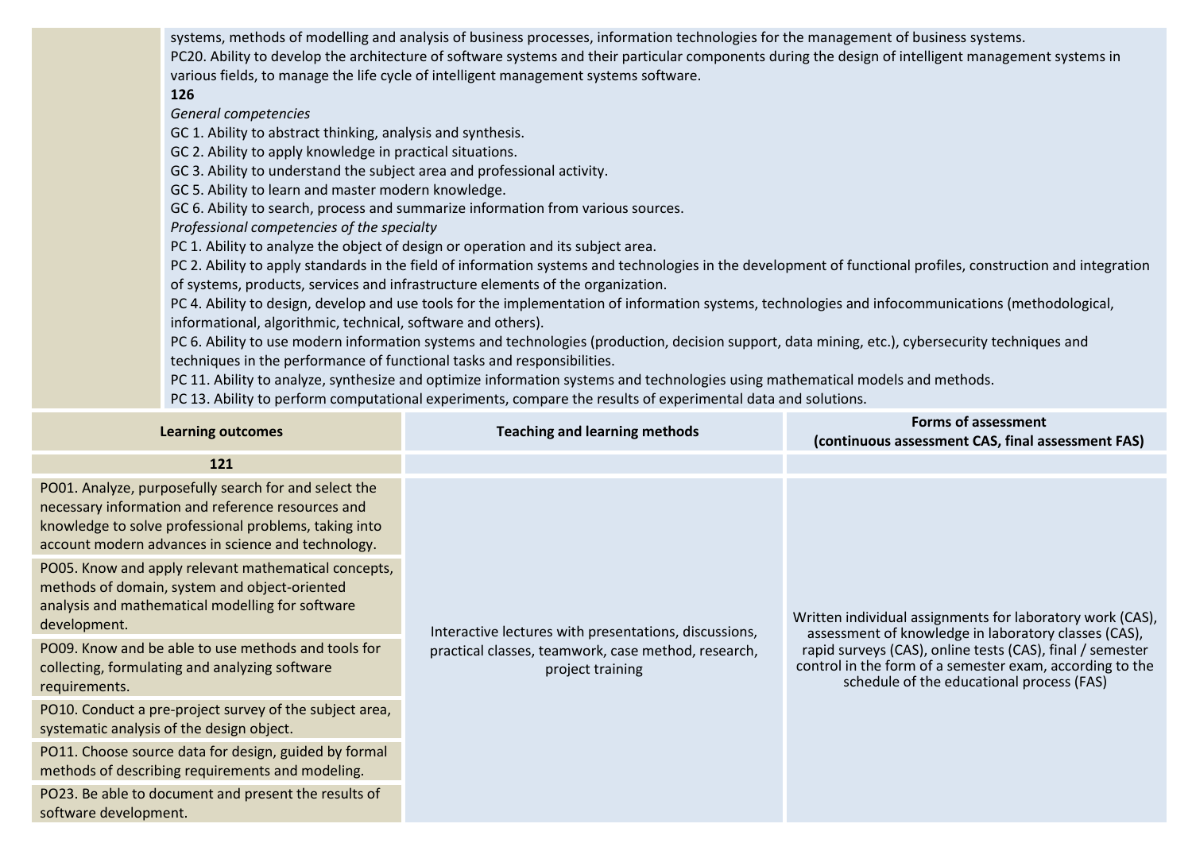| | |
|---|---|
| | systems, methods of modelling and analysis of business processes, information technologies for the management of business systems.<br>PC20. Ability to develop the architecture of software systems and their particular components during the design of intelligent management systems in various fields, to manage the life cycle of intelligent management systems software.<br>**126**<br>*General competencies*<br>GC 1. Ability to abstract thinking, analysis and synthesis.<br>GC 2. Ability to apply knowledge in practical situations.<br>GC 3. Ability to understand the subject area and professional activity.<br>GC 5. Ability to learn and master modern knowledge.<br>GC 6. Ability to search, process and summarize information from various sources.<br>*Professional competencies of the specialty*<br>PC 1. Ability to analyze the object of design or operation and its subject area.<br>PC 2. Ability to apply standards in the field of information systems and technologies in the development of functional profiles, construction and integration of systems, products, services and infrastructure elements of the organization.<br>PC 4. Ability to design, develop and use tools for the implementation of information systems, technologies and infocommunications (methodological, informational, algorithmic, technical, software and others).<br>PC 6. Ability to use modern information systems and technologies (production, decision support, data mining, etc.), cybersecurity techniques and techniques in the performance of functional tasks and responsibilities.<br>PC 11. Ability to analyze, synthesize and optimize information systems and technologies using mathematical models and methods.<br>PC 13. Ability to perform computational experiments, compare the results of experimental data and solutions. |

| **Learning outcomes** | **Teaching and learning methods** | **Forms of assessment (continuous assessment CAS, final assessment FAS)** |
|---|---|---|
| **121** | | |
| PO01. Analyze, purposefully search for and select the necessary information and reference resources and knowledge to solve professional problems, taking into account modern advances in science and technology.<br>PO05. Know and apply relevant mathematical concepts, methods of domain, system and object-oriented analysis and mathematical modelling for software development.<br>PO09. Know and be able to use methods and tools for collecting, formulating and analyzing software requirements.<br>PO10. Conduct a pre-project survey of the subject area, systematic analysis of the design object.<br>PO11. Choose source data for design, guided by formal methods of describing requirements and modeling.<br>PO23. Be able to document and present the results of software development. | Interactive lectures with presentations, discussions, practical classes, teamwork, case method, research, project training | Written individual assignments for laboratory work (CAS), assessment of knowledge in laboratory classes (CAS), rapid surveys (CAS), online tests (CAS), final / semester control in the form of a semester exam, according to the schedule of the educational process (FAS) |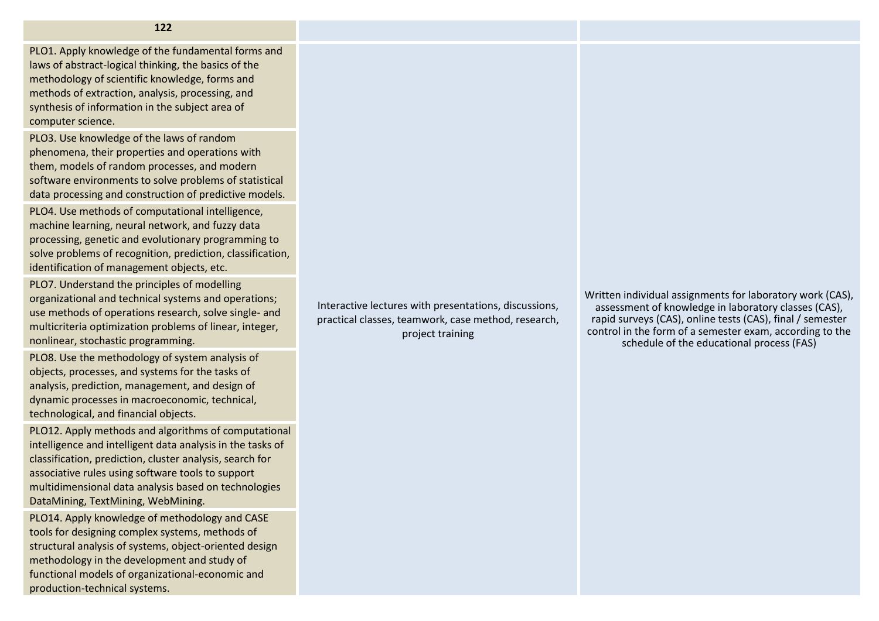| 122 | | |
|---|---|---|
| PLO1. Apply knowledge of the fundamental forms and laws of abstract-logical thinking, the basics of the methodology of scientific knowledge, forms and methods of extraction, analysis, processing, and synthesis of information in the subject area of computer science. | Interactive lectures with presentations, discussions, practical classes, teamwork, case method, research, project training | Written individual assignments for laboratory work (CAS), assessment of knowledge in laboratory classes (CAS), rapid surveys (CAS), online tests (CAS), final / semester control in the form of a semester exam, according to the schedule of the educational process (FAS) |
| PLO3. Use knowledge of the laws of random phenomena, their properties and operations with them, models of random processes, and modern software environments to solve problems of statistical data processing and construction of predictive models. | | |
| PLO4. Use methods of computational intelligence, machine learning, neural network, and fuzzy data processing, genetic and evolutionary programming to solve problems of recognition, prediction, classification, identification of management objects, etc. | | |
| PLO7. Understand the principles of modelling organizational and technical systems and operations; use methods of operations research, solve single- and multicriteria optimization problems of linear, integer, nonlinear, stochastic programming. | | |
| PLO8. Use the methodology of system analysis of objects, processes, and systems for the tasks of analysis, prediction, management, and design of dynamic processes in macroeconomic, technical, technological, and financial objects. | | |
| PLO12. Apply methods and algorithms of computational intelligence and intelligent data analysis in the tasks of classification, prediction, cluster analysis, search for associative rules using software tools to support multidimensional data analysis based on technologies DataMining, TextMining, WebMining. | | |
| PLO14. Apply knowledge of methodology and CASE tools for designing complex systems, methods of structural analysis of systems, object-oriented design methodology in the development and study of functional models of organizational-economic and production-technical systems. | | |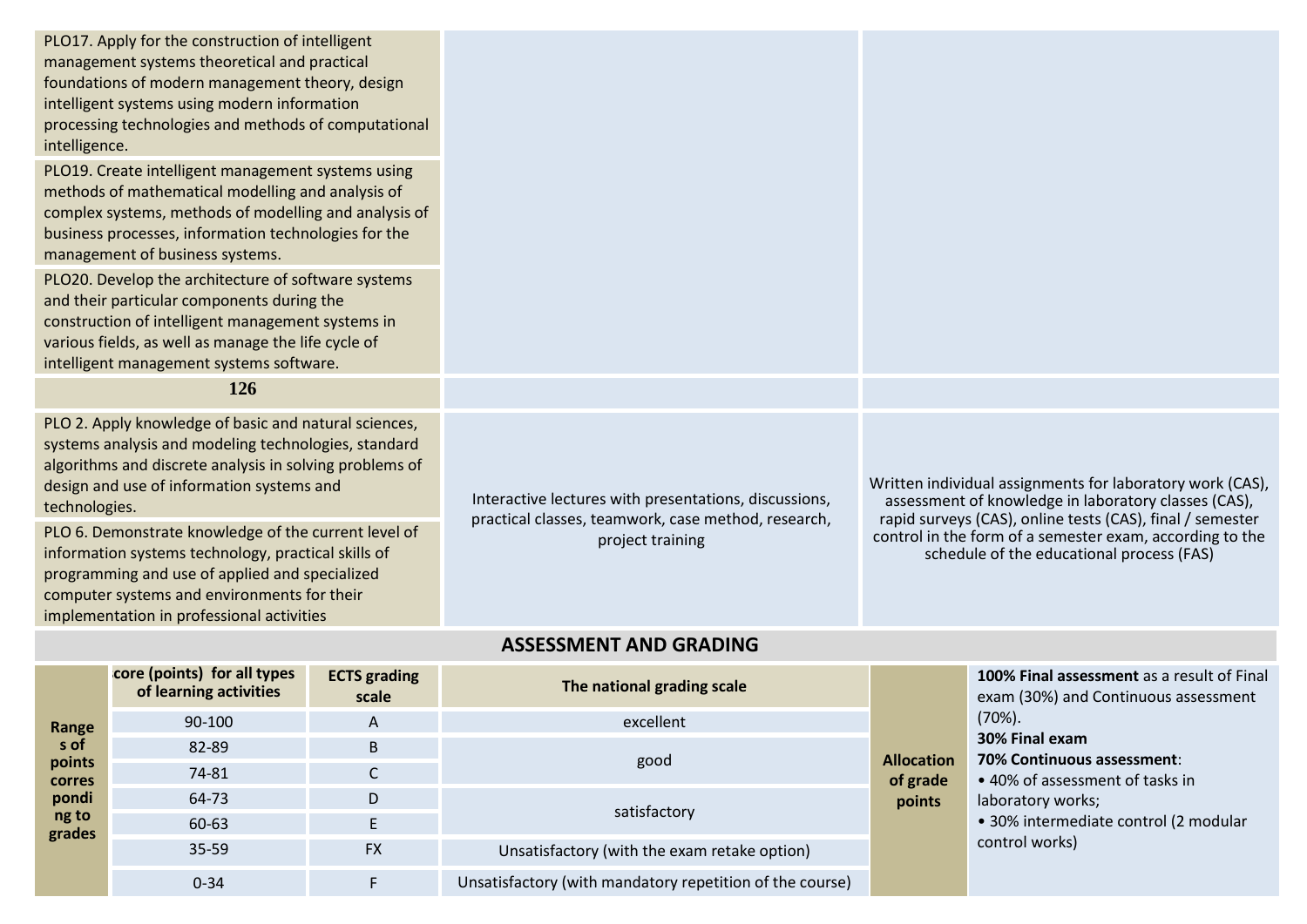| | | |
|---|---|---|
| PLO17. Apply for the construction of intelligent management systems theoretical and practical foundations of modern management theory, design intelligent systems using modern information processing technologies and methods of computational intelligence. | | |
| PLO19. Create intelligent management systems using methods of mathematical modelling and analysis of complex systems, methods of modelling and analysis of business processes, information technologies for the management of business systems. | | |
| PLO20. Develop the architecture of software systems and their particular components during the construction of intelligent management systems in various fields, as well as manage the life cycle of intelligent management systems software. | | |
| **126** | | |
| PLO 2. Apply knowledge of basic and natural sciences, systems analysis and modeling technologies, standard algorithms and discrete analysis in solving problems of design and use of information systems and technologies. | Interactive lectures with presentations, discussions, practical classes, teamwork, case method, research, project training | Written individual assignments for laboratory work (CAS), assessment of knowledge in laboratory classes (CAS), rapid surveys (CAS), online tests (CAS), final / semester control in the form of a semester exam, according to the schedule of the educational process (FAS) |
| PLO 6. Demonstrate knowledge of the current level of information systems technology, practical skills of programming and use of applied and specialized computer systems and environments for their implementation in professional activities | | |

## ASSESSMENT AND GRADING

| Ranges of points corresponding to grades | Score (points) for all types of learning activities | ECTS grading scale | The national grading scale |
|---|---|---|---|
| | 90-100 | A | excellent |
| | 82-89 | B | good |
| | 74-81 | C | good |
| | 64-73 | D | satisfactory |
| | 60-63 | E | satisfactory |
| | 35-59 | FX | Unsatisfactory (with the exam retake option) |
| | 0-34 | F | Unsatisfactory (with mandatory repetition of the course) |

**Allocation of grade points**

**100% Final assessment** as a result of Final exam (30%) and Continuous assessment (70%).

**30% Final exam**

**70% Continuous assessment**:

- 40% of assessment of tasks in laboratory works;
- 30% intermediate control (2 modular control works)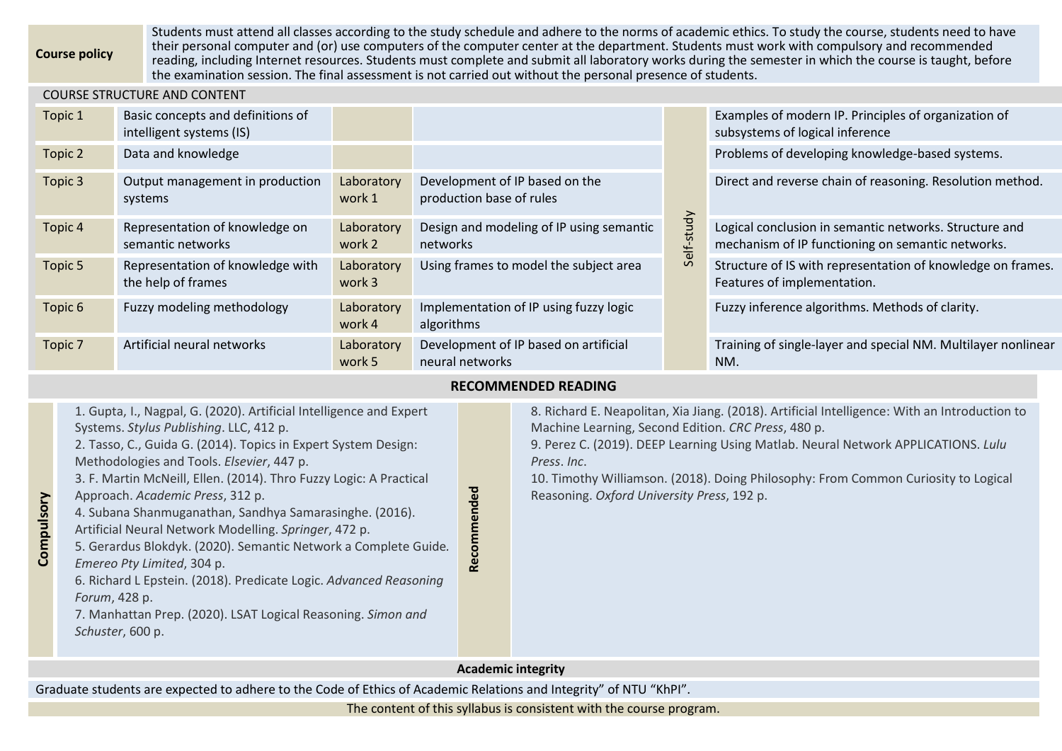| | |
|---|---|
| **Course policy** | Students must attend all classes according to the study schedule and adhere to the norms of academic ethics. To study the course, students need to have their personal computer and (or) use computers of the computer center at the department. Students must work with compulsory and recommended reading, including Internet resources. Students must complete and submit all laboratory works during the semester in which the course is taught, before the examination session. The final assessment is not carried out without the personal presence of students. |

COURSE STRUCTURE AND CONTENT

| | | | | | |
|---|---|---|---|---|---|
| Topic 1 | Basic concepts and definitions of intelligent systems (IS) | | | Self-study | Examples of modern IP. Principles of organization of subsystems of logical inference |
| Topic 2 | Data and knowledge | | | | Problems of developing knowledge-based systems. |
| Topic 3 | Output management in production systems | Laboratory work 1 | Development of IP based on the production base of rules | | Direct and reverse chain of reasoning. Resolution method. |
| Topic 4 | Representation of knowledge on semantic networks | Laboratory work 2 | Design and modeling of IP using semantic networks | | Logical conclusion in semantic networks. Structure and mechanism of IP functioning on semantic networks. |
| Topic 5 | Representation of knowledge with the help of frames | Laboratory work 3 | Using frames to model the subject area | | Structure of IS with representation of knowledge on frames. Features of implementation. |
| Topic 6 | Fuzzy modeling methodology | Laboratory work 4 | Implementation of IP using fuzzy logic algorithms | | Fuzzy inference algorithms. Methods of clarity. |
| Topic 7 | Artificial neural networks | Laboratory work 5 | Development of IP based on artificial neural networks | | Training of single-layer and special NM. Multilayer nonlinear NM. |

**RECOMMENDED READING**

**Compulsory**

1. Gupta, I., Nagpal, G. (2020). Artificial Intelligence and Expert Systems. *Stylus Publishing*. LLC, 412 p.
2. Tasso, C., Guida G. (2014). Topics in Expert System Design: Methodologies and Tools. *Elsevier*, 447 p.
3. F. Martin McNeill, Ellen. (2014). Thro Fuzzy Logic: A Practical Approach. *Academic Press*, 312 p.
4. Subana Shanmuganathan, Sandhya Samarasinghe. (2016). Artificial Neural Network Modelling. *Springer*, 472 p.
5. Gerardus Blokdyk. (2020). Semantic Network a Complete Guide. *Emereo Pty Limited*, 304 p.
6. Richard L Epstein. (2018). Predicate Logic. *Advanced Reasoning Forum*, 428 p.
7. Manhattan Prep. (2020). LSAT Logical Reasoning. *Simon and Schuster*, 600 p.

**Recommended**

8. Richard E. Neapolitan, Xia Jiang. (2018). Artificial Intelligence: With an Introduction to Machine Learning, Second Edition. *CRC Press*, 480 p.
9. Perez C. (2019). DEEP Learning Using Matlab. Neural Network APPLICATIONS. *Lulu Press*. *Inc*.
10. Timothy Williamson. (2018). Doing Philosophy: From Common Curiosity to Logical Reasoning. *Oxford University Press*, 192 p.

**Academic integrity**

Graduate students are expected to adhere to the Code of Ethics of Academic Relations and Integrity" of NTU "KhPI".

The content of this syllabus is consistent with the course program.